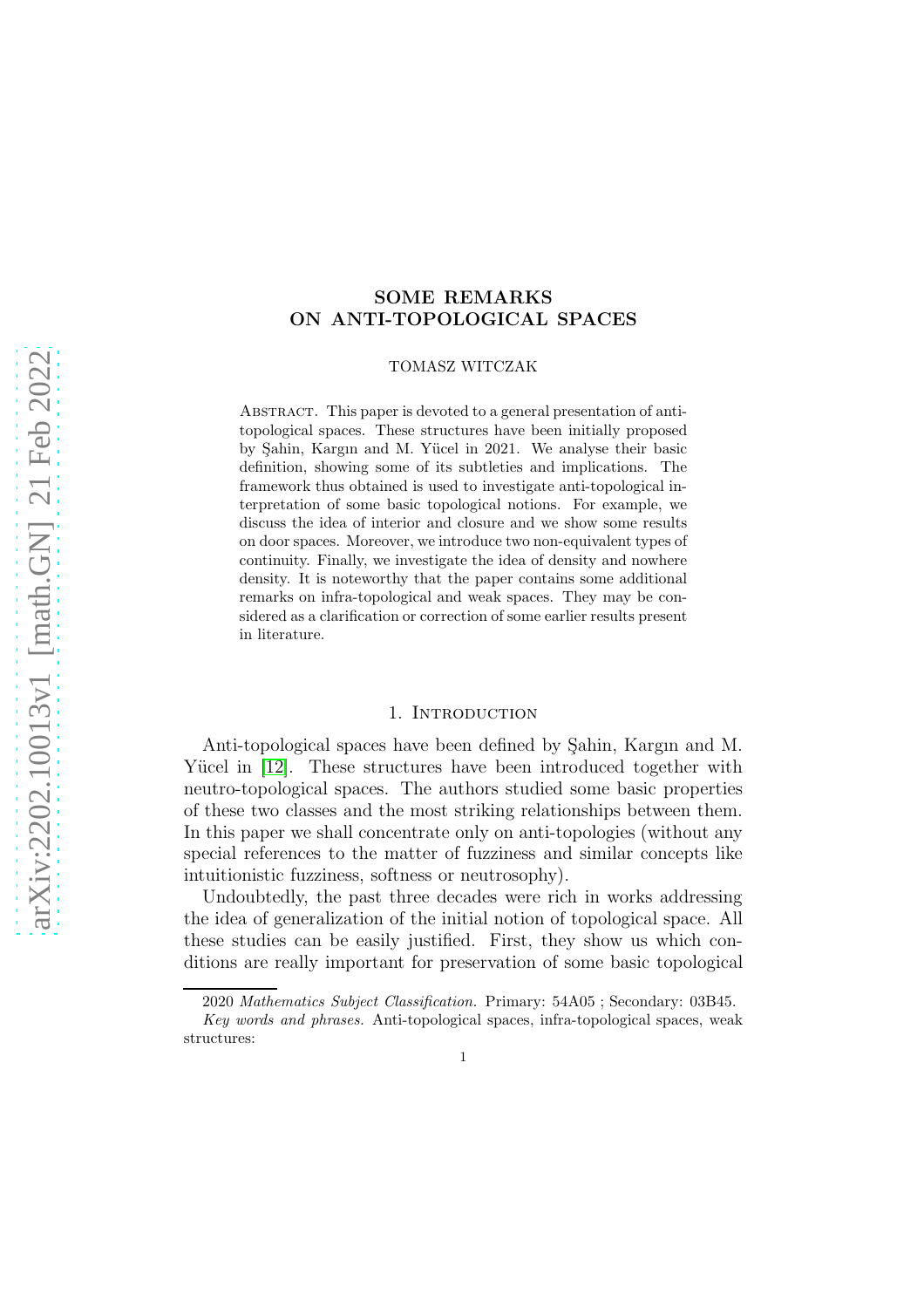# SOME REMARKS ON ANTI-TOPOLOGICAL SPACES

TOMASZ WITCZAK

Abstract. This paper is devoted to a general presentation of anti-topological spaces. These structures have been initially proposed by Şahin, Kargın and M. Yücel in 2021. We analyse their basic definition, showing some of its subtleties and implications. The framework thus obtained is used to investigate anti-topological interpretation of some basic topological notions. For example, we discuss the idea of interior and closure and we show some results on door spaces. Moreover, we introduce two non-equivalent types of continuity. Finally, we investigate the idea of density and nowhere density. It is noteworthy that the paper contains some additional remarks on infra-topological and weak spaces. They may be considered as a clarification or correction of some earlier results present in literature.

## 1. Introduction

Anti-topological spaces have been defined by Şahin, Kargın and M. Yücel in [12]. These structures have been introduced together with neutro-topological spaces. The authors studied some basic properties of these two classes and the most striking relationships between them. In this paper we shall concentrate only on anti-topologies (without any special references to the matter of fuzziness and similar concepts like intuitionistic fuzziness, softness or neutrosophy).

Undoubtedly, the past three decades were rich in works addressing the idea of generalization of the initial notion of topological space. All these studies can be easily justified. First, they show us which conditions are really important for preservation of some basic topological

2020 *Mathematics Subject Classification.* Primary: 54A05 ; Secondary: 03B45.

*Key words and phrases.* Anti-topological spaces, infra-topological spaces, weak structures: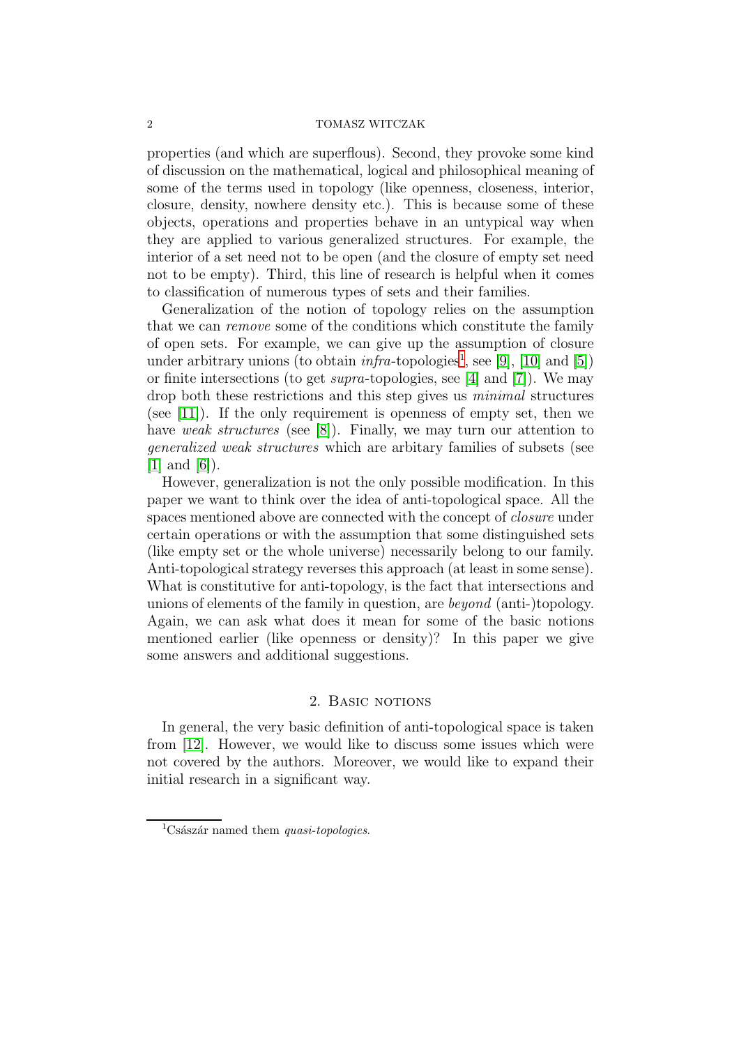properties (and which are superflous). Second, they provoke some kind of discussion on the mathematical, logical and philosophical meaning of some of the terms used in topology (like openness, closeness, interior, closure, density, nowhere density etc.). This is because some of these objects, operations and properties behave in an untypical way when they are applied to various generalized structures. For example, the interior of a set need not to be open (and the closure of empty set need not to be empty). Third, this line of research is helpful when it comes to classification of numerous types of sets and their families.

Generalization of the notion of topology relies on the assumption that we can *remove* some of the conditions which constitute the family of open sets. For example, we can give up the assumption of closure under arbitrary unions (to obtain *infra*-topologies[1], see [9], [10] and [5]) or finite intersections (to get *supra*-topologies, see [4] and [7]). We may drop both these restrictions and this step gives us *minimal* structures (see [11]). If the only requirement is openness of empty set, then we have *weak structures* (see [8]). Finally, we may turn our attention to *generalized weak structures* which are arbitary families of subsets (see [1] and [6]).

However, generalization is not the only possible modification. In this paper we want to think over the idea of anti-topological space. All the spaces mentioned above are connected with the concept of *closure* under certain operations or with the assumption that some distinguished sets (like empty set or the whole universe) necessarily belong to our family. Anti-topological strategy reverses this approach (at least in some sense). What is constitutive for anti-topology, is the fact that intersections and unions of elements of the family in question, are *beyond* (anti-)topology. Again, we can ask what does it mean for some of the basic notions mentioned earlier (like openness or density)? In this paper we give some answers and additional suggestions.

## 2. Basic notions

In general, the very basic definition of anti-topological space is taken from [12]. However, we would like to discuss some issues which were not covered by the authors. Moreover, we would like to expand their initial research in a significant way.

[1] Császár named them *quasi-topologies*.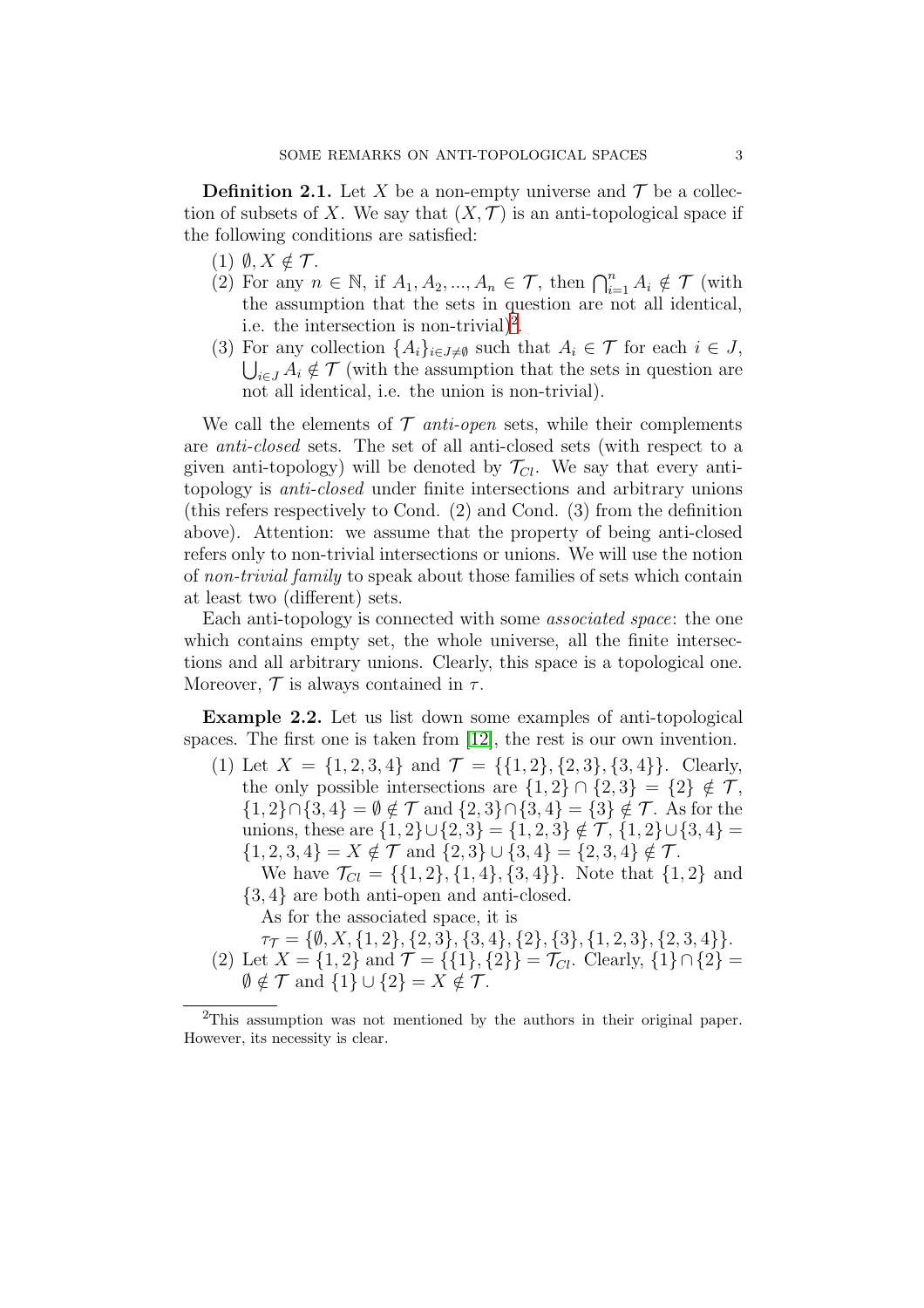**Definition 2.1.** Let $X$ be a non-empty universe and $\mathcal{T}$ be a collection of subsets of $X$. We say that $(X, \mathcal{T})$ is an anti-topological space if the following conditions are satisfied:

(1) $\emptyset, X \notin \mathcal{T}$.
(2) For any $n \in \mathbb{N}$, if $A_1, A_2, ..., A_n \in \mathcal{T}$, then $\bigcap_{i=1}^{n} A_i \notin \mathcal{T}$ (with the assumption that the sets in question are not all identical, i.e. the intersection is non-trivial)[2].
(3) For any collection $\{A_i\}_{i \in J \neq \emptyset}$ such that $A_i \in \mathcal{T}$ for each $i \in J$, $\bigcup_{i \in J} A_i \notin \mathcal{T}$ (with the assumption that the sets in question are not all identical, i.e. the union is non-trivial).

We call the elements of $\mathcal{T}$ *anti-open* sets, while their complements are *anti-closed* sets. The set of all anti-closed sets (with respect to a given anti-topology) will be denoted by $\mathcal{T}_{Cl}$. We say that every anti-topology is *anti-closed* under finite intersections and arbitrary unions (this refers respectively to Cond. (2) and Cond. (3) from the definition above). Attention: we assume that the property of being anti-closed refers only to non-trivial intersections or unions. We will use the notion of *non-trivial family* to speak about those families of sets which contain at least two (different) sets.

Each anti-topology is connected with some *associated space*: the one which contains empty set, the whole universe, all the finite intersections and all arbitrary unions. Clearly, this space is a topological one. Moreover, $\mathcal{T}$ is always contained in $\tau$.

**Example 2.2.** Let us list down some examples of anti-topological spaces. The first one is taken from [12], the rest is our own invention.

(1) Let $X = \{1, 2, 3, 4\}$ and $\mathcal{T} = \{\{1, 2\}, \{2, 3\}, \{3, 4\}\}$. Clearly, the only possible intersections are $\{1, 2\} \cap \{2, 3\} = \{2\} \notin \mathcal{T}$, $\{1, 2\} \cap \{3, 4\} = \emptyset \notin \mathcal{T}$ and $\{2, 3\} \cap \{3, 4\} = \{3\} \notin \mathcal{T}$. As for the unions, these are $\{1, 2\} \cup \{2, 3\} = \{1, 2, 3\} \notin \mathcal{T}$, $\{1, 2\} \cup \{3, 4\} = \{1, 2, 3, 4\} = X \notin \mathcal{T}$ and $\{2, 3\} \cup \{3, 4\} = \{2, 3, 4\} \notin \mathcal{T}$.

We have $\mathcal{T}_{Cl} = \{\{1, 2\}, \{1, 4\}, \{3, 4\}\}$. Note that $\{1, 2\}$ and $\{3, 4\}$ are both anti-open and anti-closed.

As for the associated space, it is
$\tau_{\mathcal{T}} = \{\emptyset, X, \{1, 2\}, \{2, 3\}, \{3, 4\}, \{2\}, \{3\}, \{1, 2, 3\}, \{2, 3, 4\}\}$.

(2) Let $X = \{1, 2\}$ and $\mathcal{T} = \{\{1\}, \{2\}\} = \mathcal{T}_{Cl}$. Clearly, $\{1\} \cap \{2\} = \emptyset \notin \mathcal{T}$ and $\{1\} \cup \{2\} = X \notin \mathcal{T}$.

---

[2] This assumption was not mentioned by the authors in their original paper. However, its necessity is clear.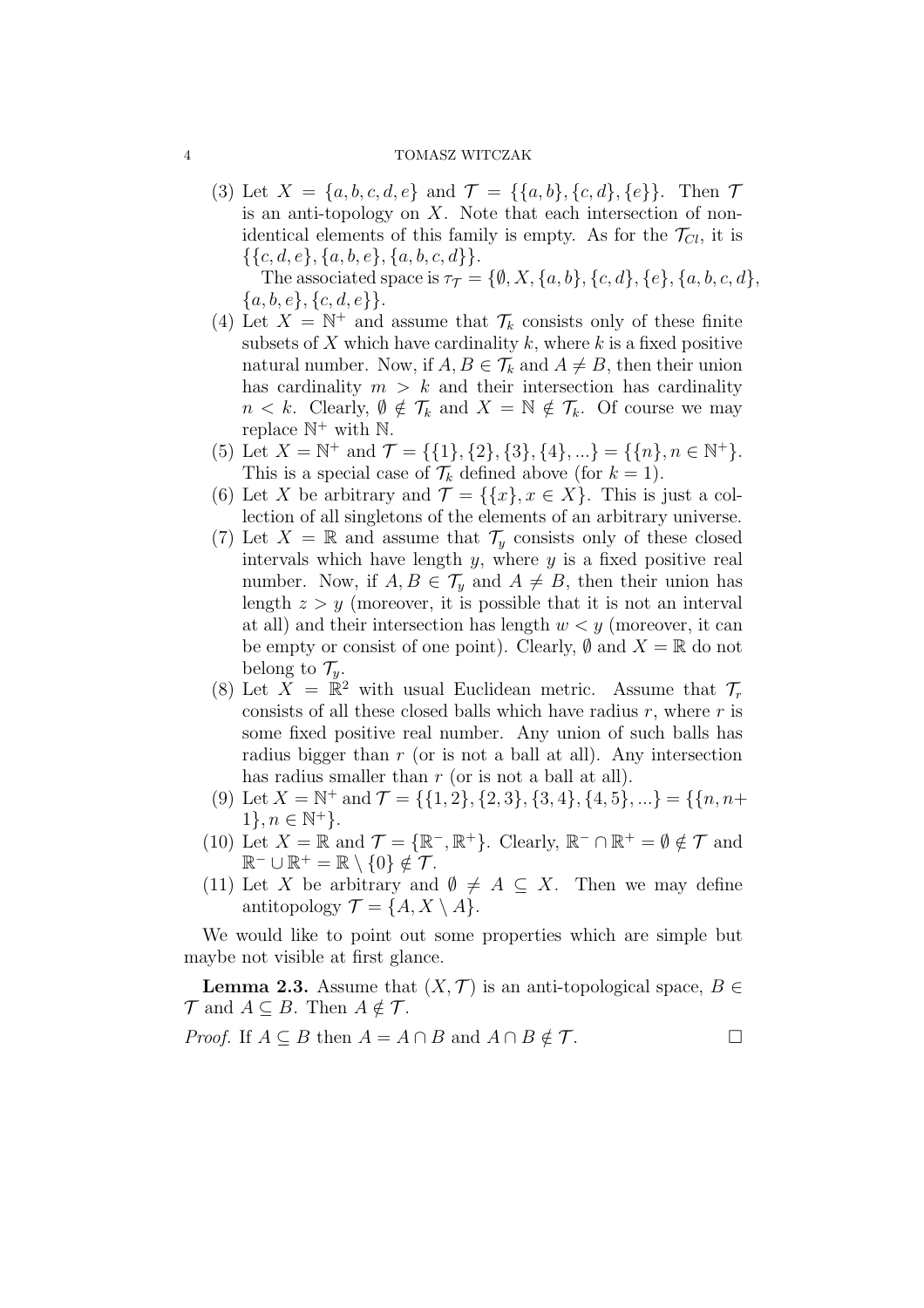(3) Let $X = \{a, b, c, d, e\}$ and $\mathcal{T} = \{\{a, b\}, \{c, d\}, \{e\}\}$. Then $\mathcal{T}$ is an anti-topology on $X$. Note that each intersection of non-identical elements of this family is empty. As for the $\mathcal{T}_{Cl}$, it is $\{\{c, d, e\}, \{a, b, e\}, \{a, b, c, d\}\}$.

The associated space is $\tau_{\mathcal{T}} = \{\emptyset, X, \{a, b\}, \{c, d\}, \{e\}, \{a, b, c, d\}, \{a, b, e\}, \{c, d, e\}\}$.

(4) Let $X = \mathbb{N}^+$ and assume that $\mathcal{T}_k$ consists only of these finite subsets of $X$ which have cardinality $k$, where $k$ is a fixed positive natural number. Now, if $A, B \in \mathcal{T}_k$ and $A \neq B$, then their union has cardinality $m > k$ and their intersection has cardinality $n < k$. Clearly, $\emptyset \notin \mathcal{T}_k$ and $X = \mathbb{N} \notin \mathcal{T}_k$. Of course we may replace $\mathbb{N}^+$ with $\mathbb{N}$.

(5) Let $X = \mathbb{N}^+$ and $\mathcal{T} = \{\{1\}, \{2\}, \{3\}, \{4\}, ...\} = \{\{n\}, n \in \mathbb{N}^+\}$. This is a special case of $\mathcal{T}_k$ defined above (for $k = 1$).

(6) Let $X$ be arbitrary and $\mathcal{T} = \{\{x\}, x \in X\}$. This is just a collection of all singletons of the elements of an arbitrary universe.

(7) Let $X = \mathbb{R}$ and assume that $\mathcal{T}_y$ consists only of these closed intervals which have length $y$, where $y$ is a fixed positive real number. Now, if $A, B \in \mathcal{T}_y$ and $A \neq B$, then their union has length $z > y$ (moreover, it is possible that it is not an interval at all) and their intersection has length $w < y$ (moreover, it can be empty or consist of one point). Clearly, $\emptyset$ and $X = \mathbb{R}$ do not belong to $\mathcal{T}_y$.

(8) Let $X = \mathbb{R}^2$ with usual Euclidean metric. Assume that $\mathcal{T}_r$ consists of all these closed balls which have radius $r$, where $r$ is some fixed positive real number. Any union of such balls has radius bigger than $r$ (or is not a ball at all). Any intersection has radius smaller than $r$ (or is not a ball at all).

(9) Let $X = \mathbb{N}^+$ and $\mathcal{T} = \{\{1, 2\}, \{2, 3\}, \{3, 4\}, \{4, 5\}, ...\} = \{\{n, n+1\}, n \in \mathbb{N}^+\}$.

(10) Let $X = \mathbb{R}$ and $\mathcal{T} = \{\mathbb{R}^-, \mathbb{R}^+\}$. Clearly, $\mathbb{R}^- \cap \mathbb{R}^+ = \emptyset \notin \mathcal{T}$ and $\mathbb{R}^- \cup \mathbb{R}^+ = \mathbb{R} \setminus \{0\} \notin \mathcal{T}$.

(11) Let $X$ be arbitrary and $\emptyset \neq A \subseteq X$. Then we may define antitopology $\mathcal{T} = \{A, X \setminus A\}$.

We would like to point out some properties which are simple but maybe not visible at first glance.

**Lemma 2.3.** Assume that $(X, \mathcal{T})$ is an anti-topological space, $B \in \mathcal{T}$ and $A \subseteq B$. Then $A \notin \mathcal{T}$.

*Proof.* If $A \subseteq B$ then $A = A \cap B$ and $A \cap B \notin \mathcal{T}$. □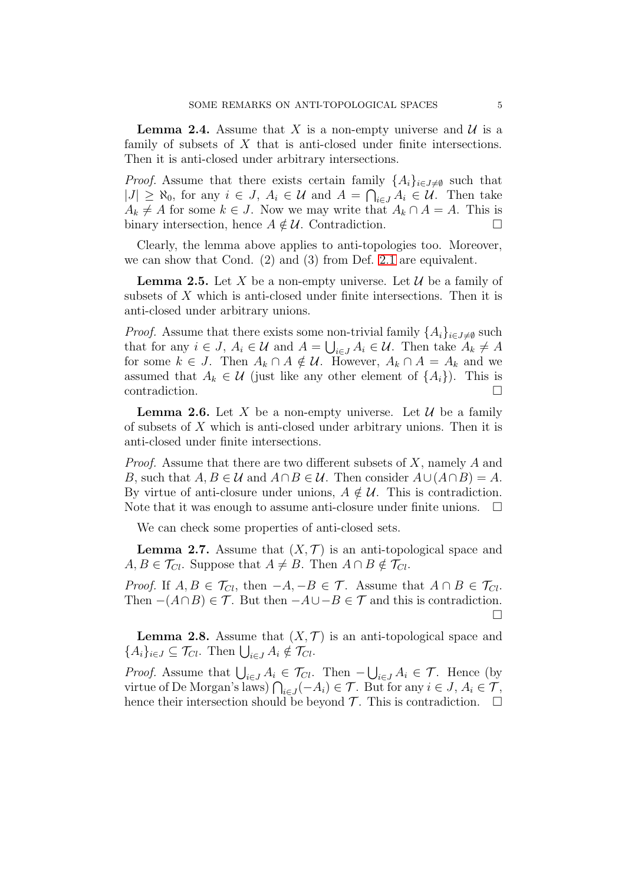**Lemma 2.4.** Assume that $X$ is a non-empty universe and $\mathcal{U}$ is a family of subsets of $X$ that is anti-closed under finite intersections. Then it is anti-closed under arbitrary intersections.

*Proof.* Assume that there exists certain family $\{A_i\}_{i \in J \neq \emptyset}$ such that $|J| \geq \aleph_0$, for any $i \in J$, $A_i \in \mathcal{U}$ and $A = \bigcap_{i \in J} A_i \in \mathcal{U}$. Then take $A_k \neq A$ for some $k \in J$. Now we may write that $A_k \cap A = A$. This is binary intersection, hence $A \notin \mathcal{U}$. Contradiction. □

Clearly, the lemma above applies to anti-topologies too. Moreover, we can show that Cond. (2) and (3) from Def. 2.1 are equivalent.

**Lemma 2.5.** Let $X$ be a non-empty universe. Let $\mathcal{U}$ be a family of subsets of $X$ which is anti-closed under finite intersections. Then it is anti-closed under arbitrary unions.

*Proof.* Assume that there exists some non-trivial family $\{A_i\}_{i \in J \neq \emptyset}$ such that for any $i \in J$, $A_i \in \mathcal{U}$ and $A = \bigcup_{i \in J} A_i \in \mathcal{U}$. Then take $A_k \neq A$ for some $k \in J$. Then $A_k \cap A \notin \mathcal{U}$. However, $A_k \cap A = A_k$ and we assumed that $A_k \in \mathcal{U}$ (just like any other element of $\{A_i\}$). This is contradiction. □

**Lemma 2.6.** Let $X$ be a non-empty universe. Let $\mathcal{U}$ be a family of subsets of $X$ which is anti-closed under arbitrary unions. Then it is anti-closed under finite intersections.

*Proof.* Assume that there are two different subsets of $X$, namely $A$ and $B$, such that $A, B \in \mathcal{U}$ and $A \cap B \in \mathcal{U}$. Then consider $A \cup (A \cap B) = A$. By virtue of anti-closure under unions, $A \notin \mathcal{U}$. This is contradiction. Note that it was enough to assume anti-closure under finite unions. □

We can check some properties of anti-closed sets.

**Lemma 2.7.** Assume that $(X, \mathcal{T})$ is an anti-topological space and $A, B \in \mathcal{T}_{Cl}$. Suppose that $A \neq B$. Then $A \cap B \notin \mathcal{T}_{Cl}$.

*Proof.* If $A, B \in \mathcal{T}_{Cl}$, then $-A, -B \in \mathcal{T}$. Assume that $A \cap B \in \mathcal{T}_{Cl}$. Then $-(A \cap B) \in \mathcal{T}$. But then $-A \cup -B \in \mathcal{T}$ and this is contradiction. □

**Lemma 2.8.** Assume that $(X, \mathcal{T})$ is an anti-topological space and $\{A_i\}_{i \in J} \subseteq \mathcal{T}_{Cl}$. Then $\bigcup_{i \in J} A_i \notin \mathcal{T}_{Cl}$.

*Proof.* Assume that $\bigcup_{i \in J} A_i \in \mathcal{T}_{Cl}$. Then $-\bigcup_{i \in J} A_i \in \mathcal{T}$. Hence (by virtue of De Morgan's laws) $\bigcap_{i \in J}(-A_i) \in \mathcal{T}$. But for any $i \in J$, $A_i \in \mathcal{T}$, hence their intersection should be beyond $\mathcal{T}$. This is contradiction. □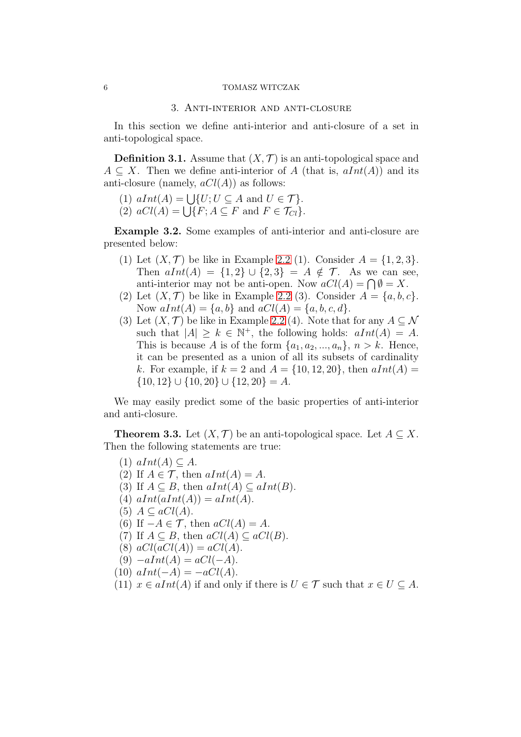## 3. Anti-interior and anti-closure

In this section we define anti-interior and anti-closure of a set in anti-topological space.

**Definition 3.1.** Assume that $(X, \mathcal{T})$ is an anti-topological space and $A \subseteq X$. Then we define anti-interior of $A$ (that is, $aInt(A)$) and its anti-closure (namely, $aCl(A)$) as follows:

(1) $aInt(A) = \bigcup\{U; U \subseteq A \text{ and } U \in \mathcal{T}\}$.
(2) $aCl(A) = \bigcup\{F; A \subseteq F \text{ and } F \in \mathcal{T}_{Cl}\}$.

**Example 3.2.** Some examples of anti-interior and anti-closure are presented below:

(1) Let $(X, \mathcal{T})$ be like in Example 2.2 (1). Consider $A = \{1, 2, 3\}$. Then $aInt(A) = \{1, 2\} \cup \{2, 3\} = A \notin \mathcal{T}$. As we can see, anti-interior may not be anti-open. Now $aCl(A) = \bigcap \emptyset = X$.
(2) Let $(X, \mathcal{T})$ be like in Example 2.2 (3). Consider $A = \{a, b, c\}$. Now $aInt(A) = \{a, b\}$ and $aCl(A) = \{a, b, c, d\}$.
(3) Let $(X, \mathcal{T})$ be like in Example 2.2 (4). Note that for any $A \subseteq \mathcal{N}$ such that $|A| \geq k \in \mathbb{N}^+$, the following holds: $aInt(A) = A$. This is because $A$ is of the form $\{a_1, a_2, ..., a_n\}$, $n > k$. Hence, it can be presented as a union of all its subsets of cardinality $k$. For example, if $k = 2$ and $A = \{10, 12, 20\}$, then $aInt(A) = \{10, 12\} \cup \{10, 20\} \cup \{12, 20\} = A$.

We may easily predict some of the basic properties of anti-interior and anti-closure.

**Theorem 3.3.** Let $(X, \mathcal{T})$ be an anti-topological space. Let $A \subseteq X$. Then the following statements are true:

(1) $aInt(A) \subseteq A$.
(2) If $A \in \mathcal{T}$, then $aInt(A) = A$.
(3) If $A \subseteq B$, then $aInt(A) \subseteq aInt(B)$.
(4) $aInt(aInt(A)) = aInt(A)$.
(5) $A \subseteq aCl(A)$.
(6) If $-A \in \mathcal{T}$, then $aCl(A) = A$.
(7) If $A \subseteq B$, then $aCl(A) \subseteq aCl(B)$.
(8) $aCl(aCl(A)) = aCl(A)$.
(9) $-aInt(A) = aCl(-A)$.
(10) $aInt(-A) = -aCl(A)$.
(11) $x \in aInt(A)$ if and only if there is $U \in \mathcal{T}$ such that $x \in U \subseteq A$.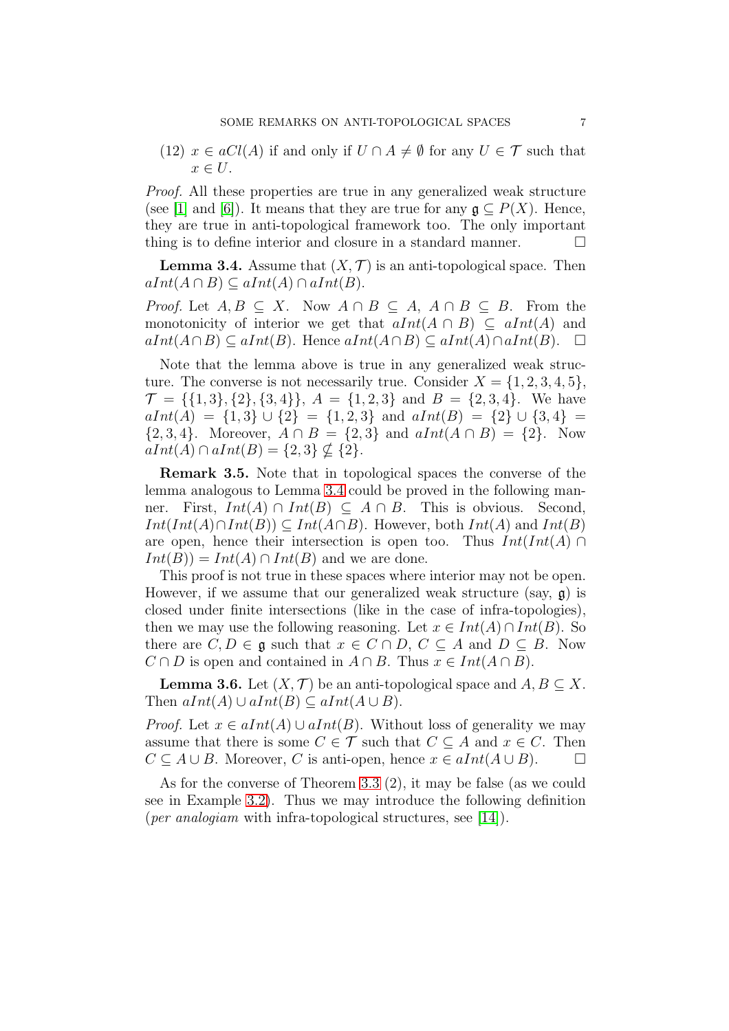(12) $x \in aCl(A)$ if and only if $U \cap A \neq \emptyset$ for any $U \in \mathcal{T}$ such that $x \in U$.

*Proof.* All these properties are true in any generalized weak structure (see [1] and [6]). It means that they are true for any $\mathfrak{g} \subseteq P(X)$. Hence, they are true in anti-topological framework too. The only important thing is to define interior and closure in a standard manner. □

**Lemma 3.4.** Assume that $(X, \mathcal{T})$ is an anti-topological space. Then $aInt(A \cap B) \subseteq aInt(A) \cap aInt(B)$.

*Proof.* Let $A, B \subseteq X$. Now $A \cap B \subseteq A$, $A \cap B \subseteq B$. From the monotonicity of interior we get that $aInt(A \cap B) \subseteq aInt(A)$ and $aInt(A \cap B) \subseteq aInt(B)$. Hence $aInt(A \cap B) \subseteq aInt(A) \cap aInt(B)$. □

Note that the lemma above is true in any generalized weak structure. The converse is not necessarily true. Consider $X = \{1, 2, 3, 4, 5\}$, $\mathcal{T} = \{\{1, 3\}, \{2\}, \{3, 4\}\}$, $A = \{1, 2, 3\}$ and $B = \{2, 3, 4\}$. We have $aInt(A) = \{1, 3\} \cup \{2\} = \{1, 2, 3\}$ and $aInt(B) = \{2\} \cup \{3, 4\} = \{2, 3, 4\}$. Moreover, $A \cap B = \{2, 3\}$ and $aInt(A \cap B) = \{2\}$. Now $aInt(A) \cap aInt(B) = \{2, 3\} \nsubseteq \{2\}$.

**Remark 3.5.** Note that in topological spaces the converse of the lemma analogous to Lemma 3.4 could be proved in the following manner. First, $Int(A) \cap Int(B) \subseteq A \cap B$. This is obvious. Second, $Int(Int(A) \cap Int(B)) \subseteq Int(A \cap B)$. However, both $Int(A)$ and $Int(B)$ are open, hence their intersection is open too. Thus $Int(Int(A) \cap Int(B)) = Int(A) \cap Int(B)$ and we are done.

This proof is not true in these spaces where interior may not be open. However, if we assume that our generalized weak structure (say, $\mathfrak{g}$) is closed under finite intersections (like in the case of infra-topologies), then we may use the following reasoning. Let $x \in Int(A) \cap Int(B)$. So there are $C, D \in \mathfrak{g}$ such that $x \in C \cap D$, $C \subseteq A$ and $D \subseteq B$. Now $C \cap D$ is open and contained in $A \cap B$. Thus $x \in Int(A \cap B)$.

**Lemma 3.6.** Let $(X, \mathcal{T})$ be an anti-topological space and $A, B \subseteq X$. Then $aInt(A) \cup aInt(B) \subseteq aInt(A \cup B)$.

*Proof.* Let $x \in aInt(A) \cup aInt(B)$. Without loss of generality we may assume that there is some $C \in \mathcal{T}$ such that $C \subseteq A$ and $x \in C$. Then $C \subseteq A \cup B$. Moreover, $C$ is anti-open, hence $x \in aInt(A \cup B)$. □

As for the converse of Theorem 3.3 (2), it may be false (as we could see in Example 3.2). Thus we may introduce the following definition (*per analogiam* with infra-topological structures, see [14]).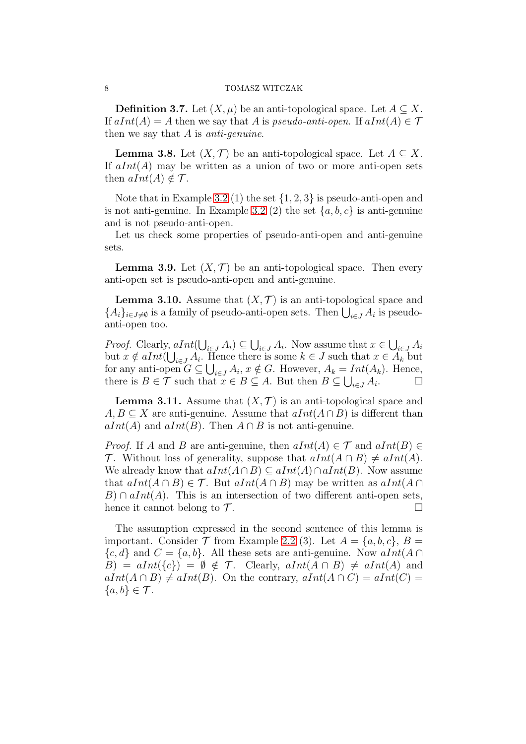**Definition 3.7.** Let $(X, \mu)$ be an anti-topological space. Let $A \subseteq X$. If $aInt(A) = A$ then we say that $A$ is *pseudo-anti-open*. If $aInt(A) \in \mathcal{T}$ then we say that $A$ is *anti-genuine*.

**Lemma 3.8.** Let $(X, \mathcal{T})$ be an anti-topological space. Let $A \subseteq X$. If $aInt(A)$ may be written as a union of two or more anti-open sets then $aInt(A) \notin \mathcal{T}$.

Note that in Example 3.2 (1) the set $\{1, 2, 3\}$ is pseudo-anti-open and is not anti-genuine. In Example 3.2 (2) the set $\{a, b, c\}$ is anti-genuine and is not pseudo-anti-open.

Let us check some properties of pseudo-anti-open and anti-genuine sets.

**Lemma 3.9.** Let $(X, \mathcal{T})$ be an anti-topological space. Then every anti-open set is pseudo-anti-open and anti-genuine.

**Lemma 3.10.** Assume that $(X, \mathcal{T})$ is an anti-topological space and $\{A_i\}_{i \in J \neq \emptyset}$ is a family of pseudo-anti-open sets. Then $\bigcup_{i \in J} A_i$ is pseudo-anti-open too.

*Proof.* Clearly, $aInt(\bigcup_{i \in J} A_i) \subseteq \bigcup_{i \in J} A_i$. Now assume that $x \in \bigcup_{i \in J} A_i$ but $x \notin aInt(\bigcup_{i \in J} A_i$. Hence there is some $k \in J$ such that $x \in A_k$ but for any anti-open $G \subseteq \bigcup_{i \in J} A_i$, $x \notin G$. However, $A_k = Int(A_k)$. Hence, there is $B \in \mathcal{T}$ such that $x \in B \subseteq A$. But then $B \subseteq \bigcup_{i \in J} A_i$. □

**Lemma 3.11.** Assume that $(X, \mathcal{T})$ is an anti-topological space and $A, B \subseteq X$ are anti-genuine. Assume that $aInt(A \cap B)$ is different than $aInt(A)$ and $aInt(B)$. Then $A \cap B$ is not anti-genuine.

*Proof.* If $A$ and $B$ are anti-genuine, then $aInt(A) \in \mathcal{T}$ and $aInt(B) \in \mathcal{T}$. Without loss of generality, suppose that $aInt(A \cap B) \neq aInt(A)$. We already know that $aInt(A \cap B) \subseteq aInt(A) \cap aInt(B)$. Now assume that $aInt(A \cap B) \in \mathcal{T}$. But $aInt(A \cap B)$ may be written as $aInt(A \cap B) \cap aInt(A)$. This is an intersection of two different anti-open sets, hence it cannot belong to $\mathcal{T}$. □

The assumption expressed in the second sentence of this lemma is important. Consider $\mathcal{T}$ from Example 2.2 (3). Let $A = \{a, b, c\}$, $B = \{c, d\}$ and $C = \{a, b\}$. All these sets are anti-genuine. Now $aInt(A \cap B) = aInt(\{c\}) = \emptyset \notin \mathcal{T}$. Clearly, $aInt(A \cap B) \neq aInt(A)$ and $aInt(A \cap B) \neq aInt(B)$. On the contrary, $aInt(A \cap C) = aInt(C) = \{a, b\} \in \mathcal{T}$.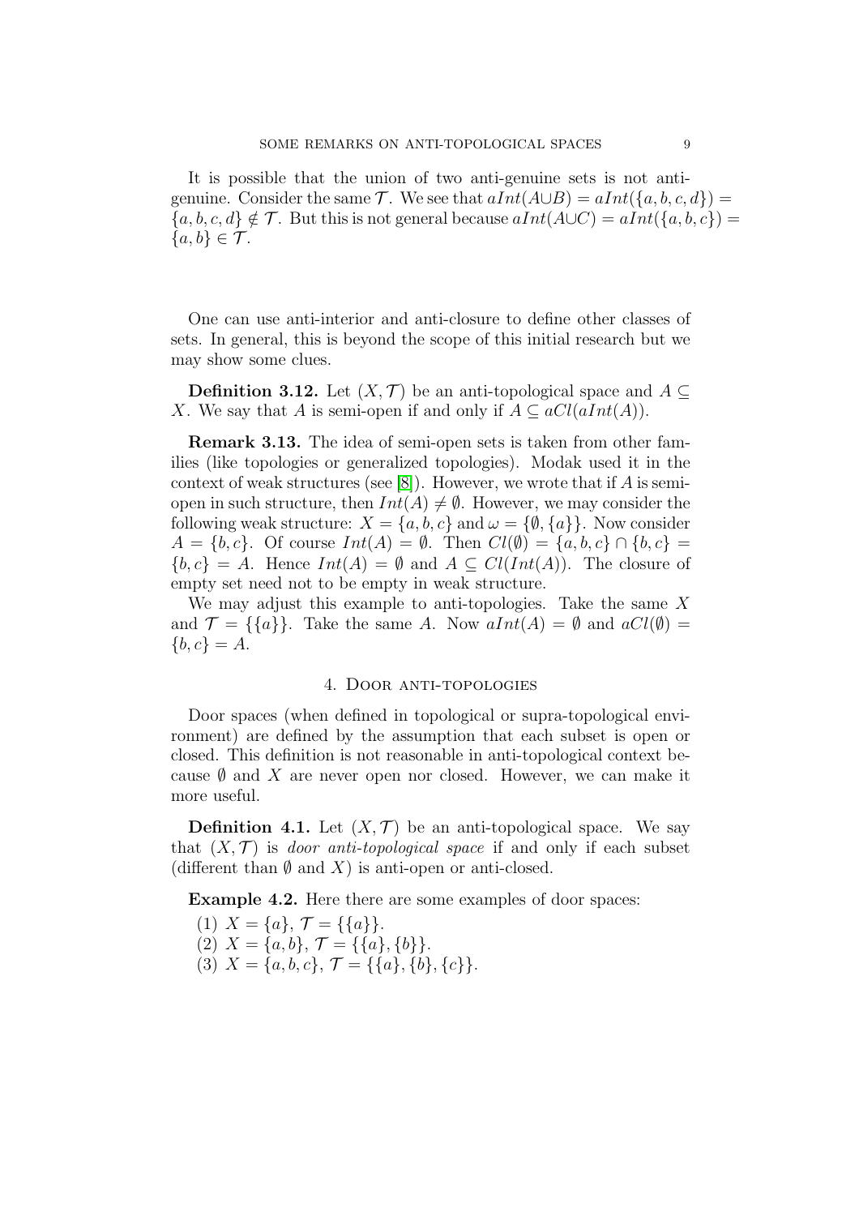It is possible that the union of two anti-genuine sets is not anti-genuine. Consider the same $\mathcal{T}$. We see that $aInt(A \cup B) = aInt(\{a, b, c, d\}) = \{a, b, c, d\} \notin \mathcal{T}$. But this is not general because $aInt(A \cup C) = aInt(\{a, b, c\}) = \{a, b\} \in \mathcal{T}$.

One can use anti-interior and anti-closure to define other classes of sets. In general, this is beyond the scope of this initial research but we may show some clues.

**Definition 3.12.** Let $(X, \mathcal{T})$ be an anti-topological space and $A \subseteq X$. We say that $A$ is semi-open if and only if $A \subseteq aCl(aInt(A))$.

**Remark 3.13.** The idea of semi-open sets is taken from other families (like topologies or generalized topologies). Modak used it in the context of weak structures (see [8]). However, we wrote that if $A$ is semi-open in such structure, then $Int(A) \neq \emptyset$. However, we may consider the following weak structure: $X = \{a, b, c\}$ and $\omega = \{\emptyset, \{a\}\}$. Now consider $A = \{b, c\}$. Of course $Int(A) = \emptyset$. Then $Cl(\emptyset) = \{a, b, c\} \cap \{b, c\} = \{b, c\} = A$. Hence $Int(A) = \emptyset$ and $A \subseteq Cl(Int(A))$. The closure of empty set need not to be empty in weak structure.

We may adjust this example to anti-topologies. Take the same $X$ and $\mathcal{T} = \{\{a\}\}$. Take the same $A$. Now $aInt(A) = \emptyset$ and $aCl(\emptyset) = \{b, c\} = A$.

## 4. Door anti-topologies

Door spaces (when defined in topological or supra-topological environment) are defined by the assumption that each subset is open or closed. This definition is not reasonable in anti-topological context because $\emptyset$ and $X$ are never open nor closed. However, we can make it more useful.

**Definition 4.1.** Let $(X, \mathcal{T})$ be an anti-topological space. We say that $(X, \mathcal{T})$ is *door anti-topological space* if and only if each subset (different than $\emptyset$ and $X$) is anti-open or anti-closed.

**Example 4.2.** Here there are some examples of door spaces:

(1) $X = \{a\}$, $\mathcal{T} = \{\{a\}\}$.
(2) $X = \{a, b\}$, $\mathcal{T} = \{\{a\}, \{b\}\}$.
(3) $X = \{a, b, c\}$, $\mathcal{T} = \{\{a\}, \{b\}, \{c\}\}$.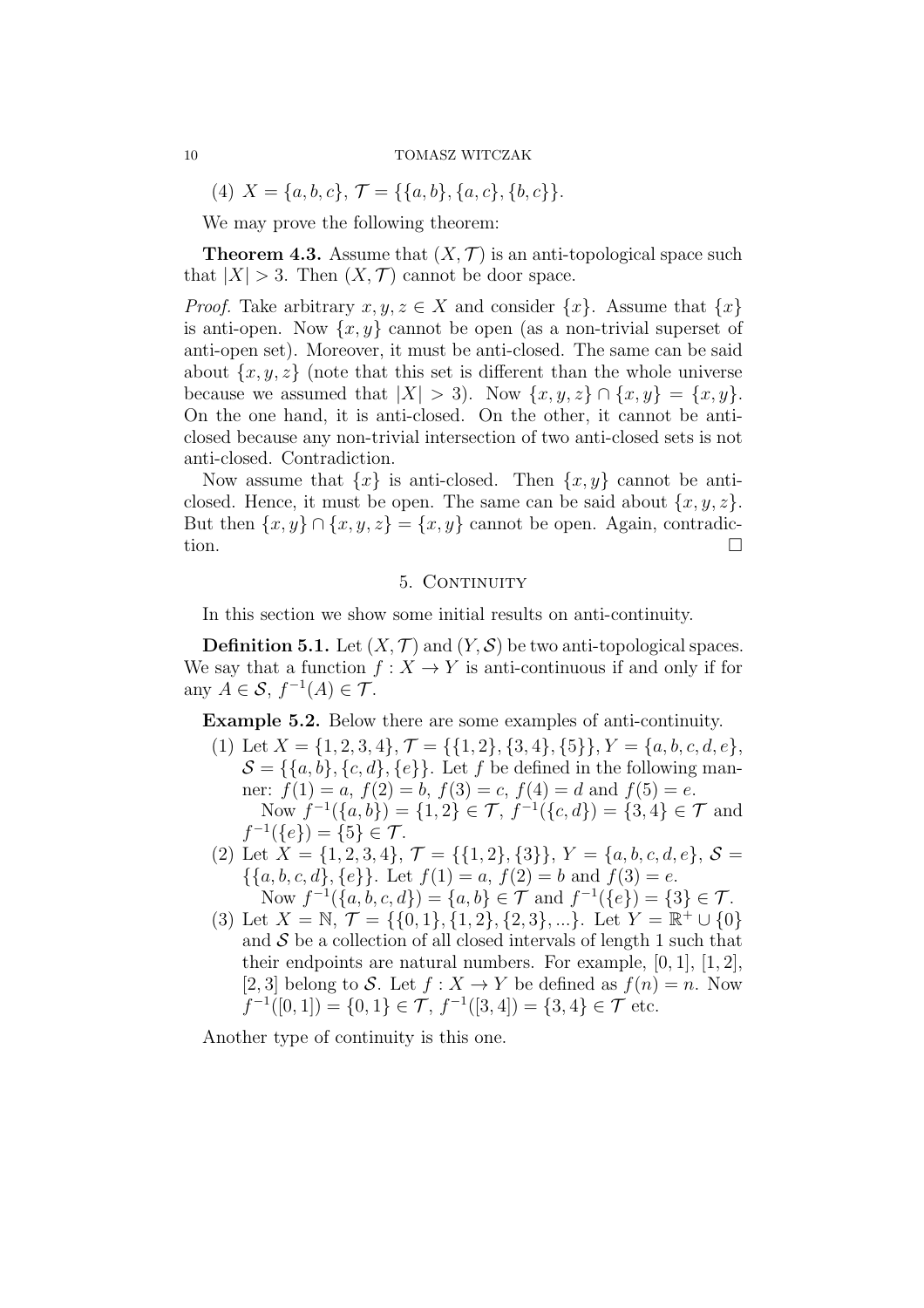(4) $X = \{a, b, c\}$, $\mathcal{T} = \{\{a, b\}, \{a, c\}, \{b, c\}\}$.

We may prove the following theorem:

**Theorem 4.3.** Assume that $(X, \mathcal{T})$ is an anti-topological space such that $|X| > 3$. Then $(X, \mathcal{T})$ cannot be door space.

*Proof.* Take arbitrary $x, y, z \in X$ and consider $\{x\}$. Assume that $\{x\}$ is anti-open. Now $\{x, y\}$ cannot be open (as a non-trivial superset of anti-open set). Moreover, it must be anti-closed. The same can be said about $\{x, y, z\}$ (note that this set is different than the whole universe because we assumed that $|X| > 3$). Now $\{x, y, z\} \cap \{x, y\} = \{x, y\}$. On the one hand, it is anti-closed. On the other, it cannot be anti-closed because any non-trivial intersection of two anti-closed sets is not anti-closed. Contradiction.

Now assume that $\{x\}$ is anti-closed. Then $\{x, y\}$ cannot be anti-closed. Hence, it must be open. The same can be said about $\{x, y, z\}$. But then $\{x, y\} \cap \{x, y, z\} = \{x, y\}$ cannot be open. Again, contradiction. □

## 5. Continuity

In this section we show some initial results on anti-continuity.

**Definition 5.1.** Let $(X, \mathcal{T})$ and $(Y, \mathcal{S})$ be two anti-topological spaces. We say that a function $f : X \to Y$ is anti-continuous if and only if for any $A \in \mathcal{S}$, $f^{-1}(A) \in \mathcal{T}$.

**Example 5.2.** Below there are some examples of anti-continuity.

(1) Let $X = \{1, 2, 3, 4\}$, $\mathcal{T} = \{\{1, 2\}, \{3, 4\}, \{5\}\}$, $Y = \{a, b, c, d, e\}$, $\mathcal{S} = \{\{a, b\}, \{c, d\}, \{e\}\}$. Let $f$ be defined in the following manner: $f(1) = a$, $f(2) = b$, $f(3) = c$, $f(4) = d$ and $f(5) = e$.
Now $f^{-1}(\{a, b\}) = \{1, 2\} \in \mathcal{T}$, $f^{-1}(\{c, d\}) = \{3, 4\} \in \mathcal{T}$ and $f^{-1}(\{e\}) = \{5\} \in \mathcal{T}$.

(2) Let $X = \{1, 2, 3, 4\}$, $\mathcal{T} = \{\{1, 2\}, \{3\}\}$, $Y = \{a, b, c, d, e\}$, $\mathcal{S} = \{\{a, b, c, d\}, \{e\}\}$. Let $f(1) = a$, $f(2) = b$ and $f(3) = e$.
Now $f^{-1}(\{a, b, c, d\}) = \{a, b\} \in \mathcal{T}$ and $f^{-1}(\{e\}) = \{3\} \in \mathcal{T}$.

(3) Let $X = \mathbb{N}$, $\mathcal{T} = \{\{0, 1\}, \{1, 2\}, \{2, 3\}, ...\}$. Let $Y = \mathbb{R}^+ \cup \{0\}$ and $\mathcal{S}$ be a collection of all closed intervals of length 1 such that their endpoints are natural numbers. For example, $[0, 1]$, $[1, 2]$, $[2, 3]$ belong to $\mathcal{S}$. Let $f : X \to Y$ be defined as $f(n) = n$. Now $f^{-1}([0, 1]) = \{0, 1\} \in \mathcal{T}$, $f^{-1}([3, 4]) = \{3, 4\} \in \mathcal{T}$ etc.

Another type of continuity is this one.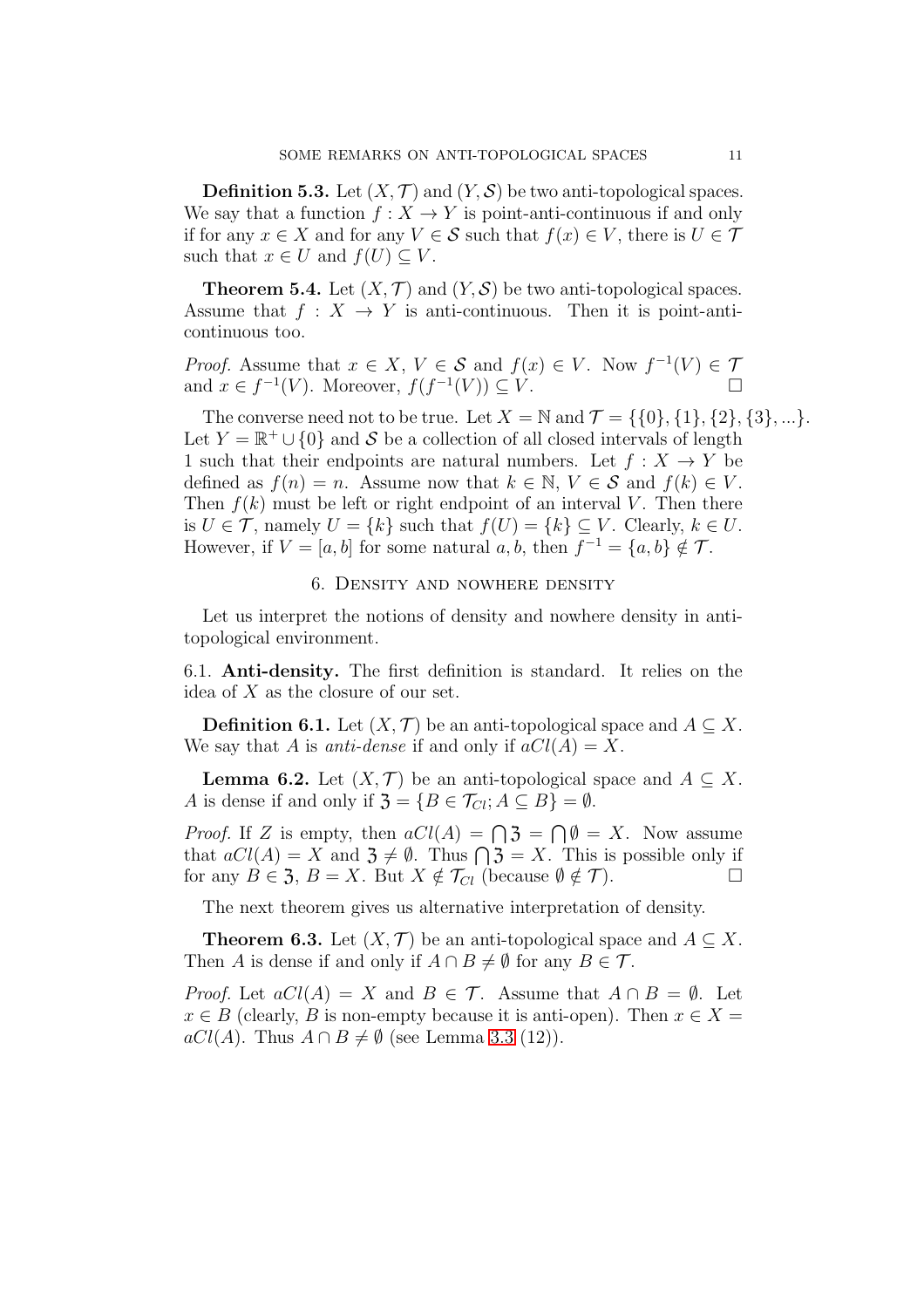**Definition 5.3.** Let $(X, \mathcal{T})$ and $(Y, \mathcal{S})$ be two anti-topological spaces. We say that a function $f : X \to Y$ is point-anti-continuous if and only if for any $x \in X$ and for any $V \in \mathcal{S}$ such that $f(x) \in V$, there is $U \in \mathcal{T}$ such that $x \in U$ and $f(U) \subseteq V$.

**Theorem 5.4.** Let $(X, \mathcal{T})$ and $(Y, \mathcal{S})$ be two anti-topological spaces. Assume that $f : X \to Y$ is anti-continuous. Then it is point-anti-continuous too.

*Proof.* Assume that $x \in X$, $V \in \mathcal{S}$ and $f(x) \in V$. Now $f^{-1}(V) \in \mathcal{T}$ and $x \in f^{-1}(V)$. Moreover, $f(f^{-1}(V)) \subseteq V$. □

The converse need not to be true. Let $X = \mathbb{N}$ and $\mathcal{T} = \{\{0\}, \{1\}, \{2\}, \{3\}, ...\}$. Let $Y = \mathbb{R}^+ \cup \{0\}$ and $\mathcal{S}$ be a collection of all closed intervals of length 1 such that their endpoints are natural numbers. Let $f : X \to Y$ be defined as $f(n) = n$. Assume now that $k \in \mathbb{N}$, $V \in \mathcal{S}$ and $f(k) \in V$. Then $f(k)$ must be left or right endpoint of an interval $V$. Then there is $U \in \mathcal{T}$, namely $U = \{k\}$ such that $f(U) = \{k\} \subseteq V$. Clearly, $k \in U$. However, if $V = [a, b]$ for some natural $a, b$, then $f^{-1} = \{a, b\} \notin \mathcal{T}$.

## 6. Density and nowhere density

Let us interpret the notions of density and nowhere density in anti-topological environment.

6.1. **Anti-density.** The first definition is standard. It relies on the idea of $X$ as the closure of our set.

**Definition 6.1.** Let $(X, \mathcal{T})$ be an anti-topological space and $A \subseteq X$. We say that $A$ is *anti-dense* if and only if $aCl(A) = X$.

**Lemma 6.2.** Let $(X, \mathcal{T})$ be an anti-topological space and $A \subseteq X$. $A$ is dense if and only if $\mathfrak{Z} = \{B \in \mathcal{T}_{Cl}; A \subseteq B\} = \emptyset$.

*Proof.* If $Z$ is empty, then $aCl(A) = \bigcap \mathfrak{Z} = \bigcap \emptyset = X$. Now assume that $aCl(A) = X$ and $\mathfrak{Z} \neq \emptyset$. Thus $\bigcap \mathfrak{Z} = X$. This is possible only if for any $B \in \mathfrak{Z}$, $B = X$. But $X \notin \mathcal{T}_{Cl}$ (because $\emptyset \notin \mathcal{T}$). □

The next theorem gives us alternative interpretation of density.

**Theorem 6.3.** Let $(X, \mathcal{T})$ be an anti-topological space and $A \subseteq X$. Then $A$ is dense if and only if $A \cap B \neq \emptyset$ for any $B \in \mathcal{T}$.

*Proof.* Let $aCl(A) = X$ and $B \in \mathcal{T}$. Assume that $A \cap B = \emptyset$. Let $x \in B$ (clearly, $B$ is non-empty because it is anti-open). Then $x \in X = aCl(A)$. Thus $A \cap B \neq \emptyset$ (see Lemma 3.3 (12)).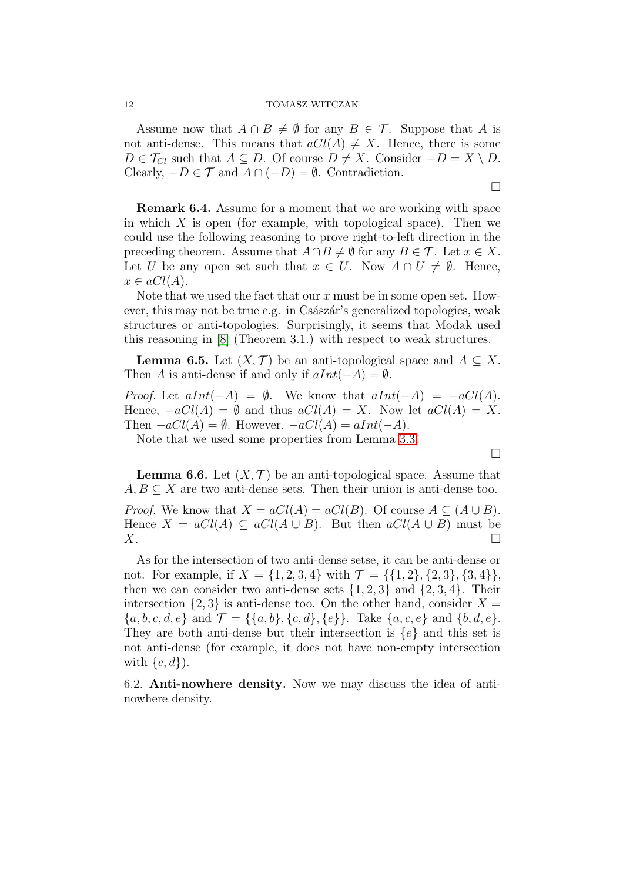Assume now that $A \cap B \neq \emptyset$ for any $B \in \mathcal{T}$. Suppose that $A$ is not anti-dense. This means that $aCl(A) \neq X$. Hence, there is some $D \in \mathcal{T}_{Cl}$ such that $A \subseteq D$. Of course $D \neq X$. Consider $-D = X \setminus D$. Clearly, $-D \in \mathcal{T}$ and $A \cap (-D) = \emptyset$. Contradiction.

$\square$

**Remark 6.4.** Assume for a moment that we are working with space in which $X$ is open (for example, with topological space). Then we could use the following reasoning to prove right-to-left direction in the preceding theorem. Assume that $A \cap B \neq \emptyset$ for any $B \in \mathcal{T}$. Let $x \in X$. Let $U$ be any open set such that $x \in U$. Now $A \cap U \neq \emptyset$. Hence, $x \in aCl(A)$.

Note that we used the fact that our $x$ must be in some open set. However, this may not be true e.g. in Császár's generalized topologies, weak structures or anti-topologies. Surprisingly, it seems that Modak used this reasoning in [8] (Theorem 3.1.) with respect to weak structures.

**Lemma 6.5.** Let $(X, \mathcal{T})$ be an anti-topological space and $A \subseteq X$. Then $A$ is anti-dense if and only if $aInt(-A) = \emptyset$.

*Proof.* Let $aInt(-A) = \emptyset$. We know that $aInt(-A) = -aCl(A)$. Hence, $-aCl(A) = \emptyset$ and thus $aCl(A) = X$. Now let $aCl(A) = X$. Then $-aCl(A) = \emptyset$. However, $-aCl(A) = aInt(-A)$.

Note that we used some properties from Lemma 3.3.

$\square$

**Lemma 6.6.** Let $(X, \mathcal{T})$ be an anti-topological space. Assume that $A, B \subseteq X$ are two anti-dense sets. Then their union is anti-dense too.

*Proof.* We know that $X = aCl(A) = aCl(B)$. Of course $A \subseteq (A \cup B)$. Hence $X = aCl(A) \subseteq aCl(A \cup B)$. But then $aCl(A \cup B)$ must be $X$. $\square$

As for the intersection of two anti-dense setse, it can be anti-dense or not. For example, if $X = \{1, 2, 3, 4\}$ with $\mathcal{T} = \{\{1, 2\}, \{2, 3\}, \{3, 4\}\}$, then we can consider two anti-dense sets $\{1, 2, 3\}$ and $\{2, 3, 4\}$. Their intersection $\{2, 3\}$ is anti-dense too. On the other hand, consider $X = \{a, b, c, d, e\}$ and $\mathcal{T} = \{\{a, b\}, \{c, d\}, \{e\}\}$. Take $\{a, c, e\}$ and $\{b, d, e\}$. They are both anti-dense but their intersection is $\{e\}$ and this set is not anti-dense (for example, it does not have non-empty intersection with $\{c, d\}$).

6.2. **Anti-nowhere density.** Now we may discuss the idea of anti-nowhere density.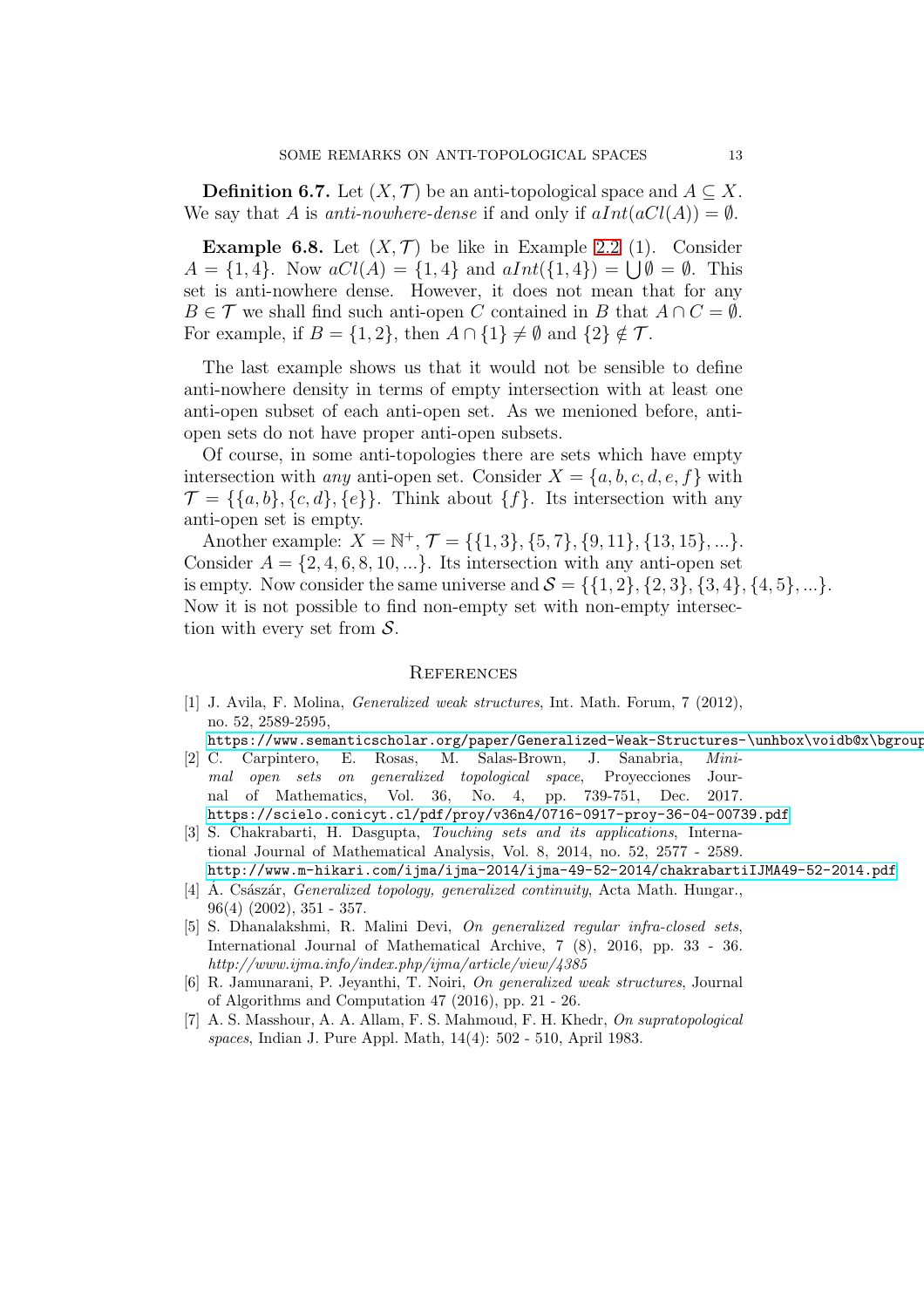**Definition 6.7.** Let $(X, \mathcal{T})$ be an anti-topological space and $A \subseteq X$. We say that $A$ is *anti-nowhere-dense* if and only if $aInt(aCl(A)) = \emptyset$.

**Example 6.8.** Let $(X, \mathcal{T})$ be like in Example 2.2 (1). Consider $A = \{1, 4\}$. Now $aCl(A) = \{1, 4\}$ and $aInt(\{1, 4\}) = \bigcup \emptyset = \emptyset$. This set is anti-nowhere dense. However, it does not mean that for any $B \in \mathcal{T}$ we shall find such anti-open $C$ contained in $B$ that $A \cap C = \emptyset$. For example, if $B = \{1, 2\}$, then $A \cap \{1\} \neq \emptyset$ and $\{2\} \notin \mathcal{T}$.

The last example shows us that it would not be sensible to define anti-nowhere density in terms of empty intersection with at least one anti-open subset of each anti-open set. As we menioned before, anti-open sets do not have proper anti-open subsets.

Of course, in some anti-topologies there are sets which have empty intersection with *any* anti-open set. Consider $X = \{a, b, c, d, e, f\}$ with $\mathcal{T} = \{\{a, b\}, \{c, d\}, \{e\}\}$. Think about $\{f\}$. Its intersection with any anti-open set is empty.

Another example: $X = \mathbb{N}^+$, $\mathcal{T} = \{\{1, 3\}, \{5, 7\}, \{9, 11\}, \{13, 15\}, ...\}$. Consider $A = \{2, 4, 6, 8, 10, ...\}$. Its intersection with any anti-open set is empty. Now consider the same universe and $\mathcal{S} = \{\{1, 2\}, \{2, 3\}, \{3, 4\}, \{4, 5\}, ...\}$. Now it is not possible to find non-empty set with non-empty intersection with every set from $\mathcal{S}$.

## References

[1] J. Avila, F. Molina, *Generalized weak structures*, Int. Math. Forum, 7 (2012), no. 52, 2589-2595, https://www.semanticscholar.org/paper/Generalized-Weak-Structures-\unhbox\voidb@x\bgroup

[2] C. Carpintero, E. Rosas, M. Salas-Brown, J. Sanabria, *Minimal open sets on generalized topological space*, Proyecciones Journal of Mathematics, Vol. 36, No. 4, pp. 739-751, Dec. 2017. https://scielo.conicyt.cl/pdf/proy/v36n4/0716-0917-proy-36-04-00739.pdf

[3] S. Chakrabarti, H. Dasgupta, *Touching sets and its applications*, International Journal of Mathematical Analysis, Vol. 8, 2014, no. 52, 2577 - 2589. http://www.m-hikari.com/ijma/ijma-2014/ijma-49-52-2014/chakrabartiIJMA49-52-2014.pdf

[4] Á. Császár, *Generalized topology, generalized continuity*, Acta Math. Hungar., 96(4) (2002), 351 - 357.

[5] S. Dhanalakshmi, R. Malini Devi, *On generalized regular infra-closed sets*, International Journal of Mathematical Archive, 7 (8), 2016, pp. 33 - 36. *http://www.ijma.info/index.php/ijma/article/view/4385*

[6] R. Jamunarani, P. Jeyanthi, T. Noiri, *On generalized weak structures*, Journal of Algorithms and Computation 47 (2016), pp. 21 - 26.

[7] A. S. Masshour, A. A. Allam, F. S. Mahmoud, F. H. Khedr, *On supratopological spaces*, Indian J. Pure Appl. Math, 14(4): 502 - 510, April 1983.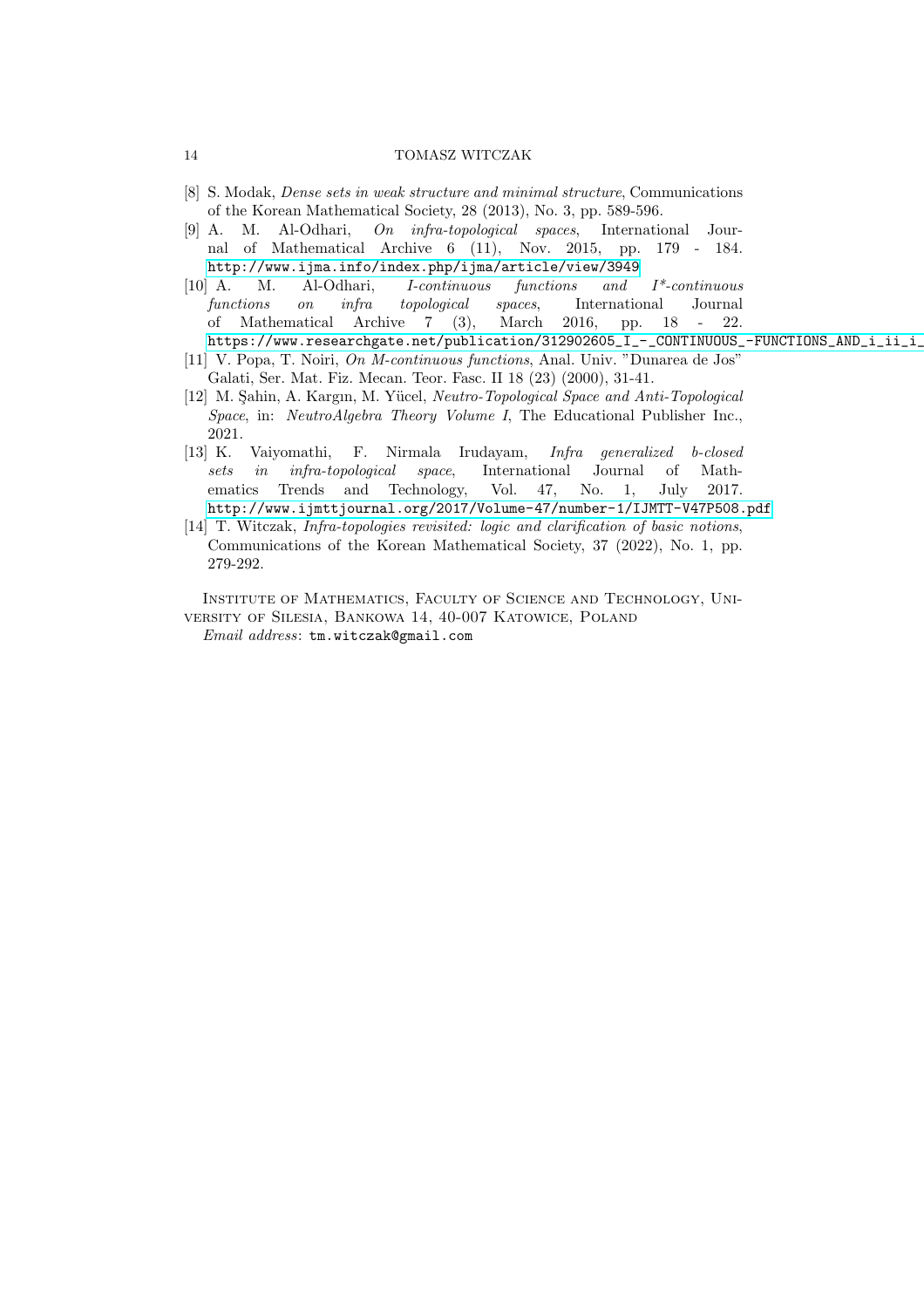[8] S. Modak, *Dense sets in weak structure and minimal structure*, Communications of the Korean Mathematical Society, 28 (2013), No. 3, pp. 589-596.

[9] A. M. Al-Odhari, *On infra-topological spaces*, International Journal of Mathematical Archive 6 (11), Nov. 2015, pp. 179 - 184. http://www.ijma.info/index.php/ijma/article/view/3949

[10] A. M. Al-Odhari, *I-continuous functions and I\*-continuous functions on infra topological spaces*, International Journal of Mathematical Archive 7 (3), March 2016, pp. 18 - 22. https://www.researchgate.net/publication/312902605_I_-_CONTINUOUS_-FUNCTIONS_AND_i_ii_i_

[11] V. Popa, T. Noiri, *On M-continuous functions*, Anal. Univ. "Dunarea de Jos" Galati, Ser. Mat. Fiz. Mecan. Teor. Fasc. II 18 (23) (2000), 31-41.

[12] M. Şahin, A. Kargın, M. Yücel, *Neutro-Topological Space and Anti-Topological Space*, in: *NeutroAlgebra Theory Volume I*, The Educational Publisher Inc., 2021.

[13] K. Vaiyomathi, F. Nirmala Irudayam, *Infra generalized b-closed sets in infra-topological space*, International Journal of Mathematics Trends and Technology, Vol. 47, No. 1, July 2017. http://www.ijmttjournal.org/2017/Volume-47/number-1/IJMTT-V47P508.pdf

[14] T. Witczak, *Infra-topologies revisited: logic and clarification of basic notions*, Communications of the Korean Mathematical Society, 37 (2022), No. 1, pp. 279-292.

Institute of Mathematics, Faculty of Science and Technology, University of Silesia, Bankowa 14, 40-007 Katowice, Poland

*Email address*: tm.witczak@gmail.com